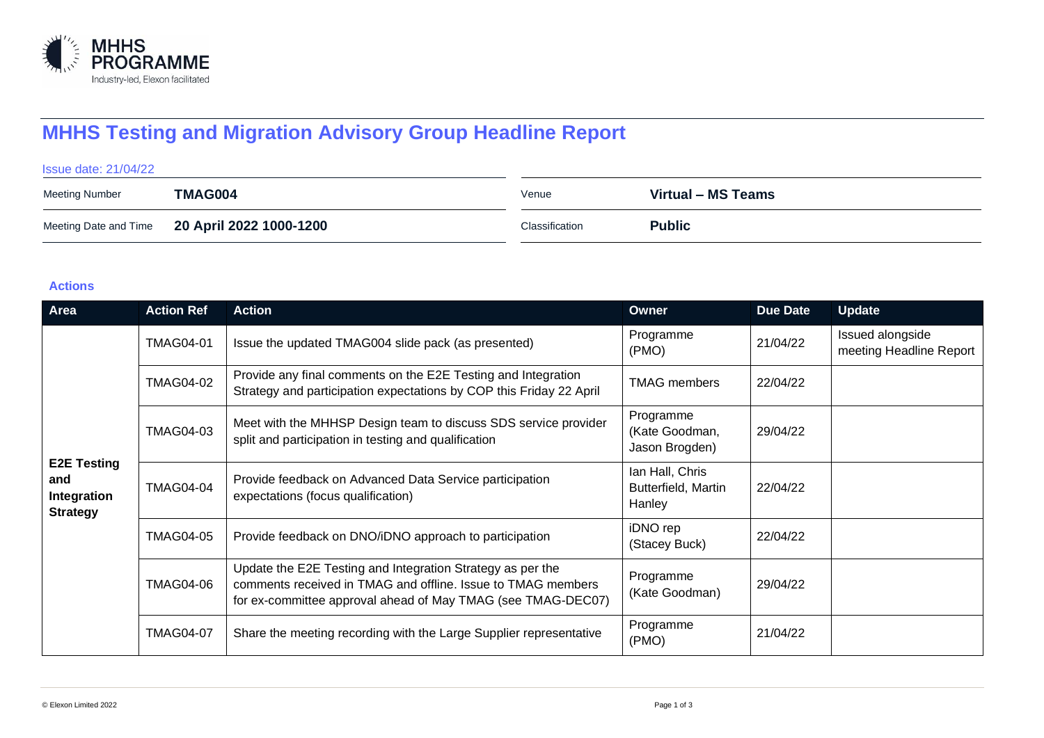# MHHS Testing and Migration Advisory Group Headline Report

Issue date: 21/04/22

| | | | |
|---|---|---|---|
| Meeting Number | **TMAG004** | Venue | **Virtual – MS Teams** |
| Meeting Date and Time | **20 April 2022 1000-1200** | Classification | **Public** |

### Actions

| Area | Action Ref | Action | Owner | Due Date | Update |
|---|---|---|---|---|---|
| **E2E Testing and Integration Strategy** | TMAG04-01 | Issue the updated TMAG004 slide pack (as presented) | Programme (PMO) | 21/04/22 | Issued alongside meeting Headline Report |
| | TMAG04-02 | Provide any final comments on the E2E Testing and Integration Strategy and participation expectations by COP this Friday 22 April | TMAG members | 22/04/22 | |
| | TMAG04-03 | Meet with the MHHSP Design team to discuss SDS service provider split and participation in testing and qualification | Programme (Kate Goodman, Jason Brogden) | 29/04/22 | |
| | TMAG04-04 | Provide feedback on Advanced Data Service participation expectations (focus qualification) | Ian Hall, Chris Butterfield, Martin Hanley | 22/04/22 | |
| | TMAG04-05 | Provide feedback on DNO/iDNO approach to participation | iDNO rep (Stacey Buck) | 22/04/22 | |
| | TMAG04-06 | Update the E2E Testing and Integration Strategy as per the comments received in TMAG and offline. Issue to TMAG members for ex-committee approval ahead of May TMAG (see TMAG-DEC07) | Programme (Kate Goodman) | 29/04/22 | |
| | TMAG04-07 | Share the meeting recording with the Large Supplier representative | Programme (PMO) | 21/04/22 | |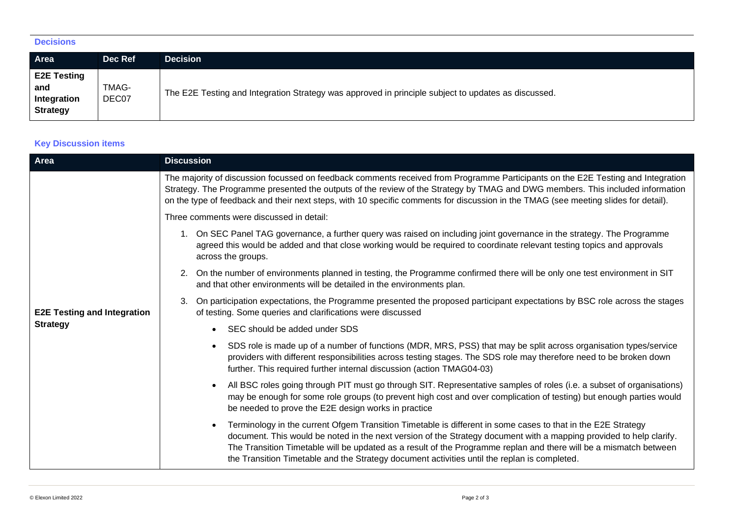### Decisions

| Area | Dec Ref | Decision |
|---|---|---|
| **E2E Testing and Integration Strategy** | TMAG-DEC07 | The E2E Testing and Integration Strategy was approved in principle subject to updates as discussed. |

### Key Discussion items

| Area | Discussion |
|---|---|
| **E2E Testing and Integration Strategy** | The majority of discussion focussed on feedback comments received from Programme Participants on the E2E Testing and Integration Strategy. The Programme presented the outputs of the review of the Strategy by TMAG and DWG members. This included information on the type of feedback and their next steps, with 10 specific comments for discussion in the TMAG (see meeting slides for detail).<br><br>Three comments were discussed in detail:<br><br>1. On SEC Panel TAG governance, a further query was raised on including joint governance in the strategy. The Programme agreed this would be added and that close working would be required to coordinate relevant testing topics and approvals across the groups.<br>2. On the number of environments planned in testing, the Programme confirmed there will be only one test environment in SIT and that other environments will be detailed in the environments plan.<br>3. On participation expectations, the Programme presented the proposed participant expectations by BSC role across the stages of testing. Some queries and clarifications were discussed<br>• SEC should be added under SDS<br>• SDS role is made up of a number of functions (MDR, MRS, PSS) that may be split across organisation types/service providers with different responsibilities across testing stages. The SDS role may therefore need to be broken down further. This required further internal discussion (action TMAG04-03)<br>• All BSC roles going through PIT must go through SIT. Representative samples of roles (i.e. a subset of organisations) may be enough for some role groups (to prevent high cost and over complication of testing) but enough parties would be needed to prove the E2E design works in practice<br>• Terminology in the current Ofgem Transition Timetable is different in some cases to that in the E2E Strategy document. This would be noted in the next version of the Strategy document with a mapping provided to help clarify. The Transition Timetable will be updated as a result of the Programme replan and there will be a mismatch between the Transition Timetable and the Strategy document activities until the replan is completed. |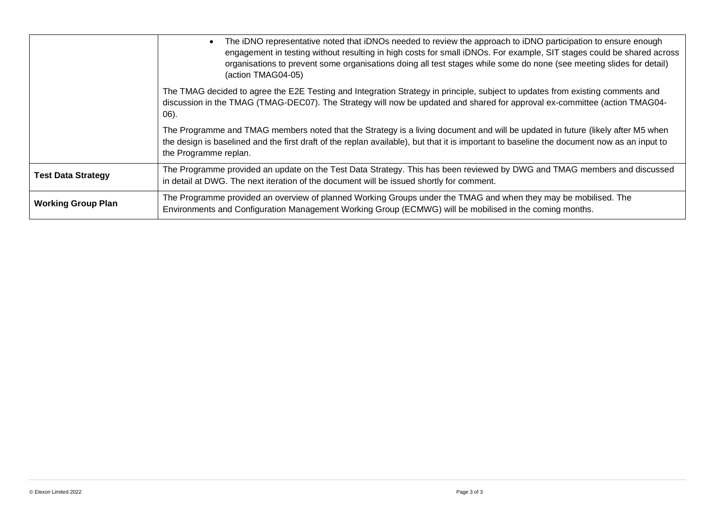| | |
|---|---|
| | • The iDNO representative noted that iDNOs needed to review the approach to iDNO participation to ensure enough engagement in testing without resulting in high costs for small iDNOs. For example, SIT stages could be shared across organisations to prevent some organisations doing all test stages while some do none (see meeting slides for detail) (action TMAG04-05)<br><br>The TMAG decided to agree the E2E Testing and Integration Strategy in principle, subject to updates from existing comments and discussion in the TMAG (TMAG-DEC07). The Strategy will now be updated and shared for approval ex-committee (action TMAG04-06).<br><br>The Programme and TMAG members noted that the Strategy is a living document and will be updated in future (likely after M5 when the design is baselined and the first draft of the replan available), but that it is important to baseline the document now as an input to the Programme replan. |
| **Test Data Strategy** | The Programme provided an update on the Test Data Strategy. This has been reviewed by DWG and TMAG members and discussed in detail at DWG. The next iteration of the document will be issued shortly for comment. |
| **Working Group Plan** | The Programme provided an overview of planned Working Groups under the TMAG and when they may be mobilised. The Environments and Configuration Management Working Group (ECMWG) will be mobilised in the coming months. |

© Elexon Limited 2022